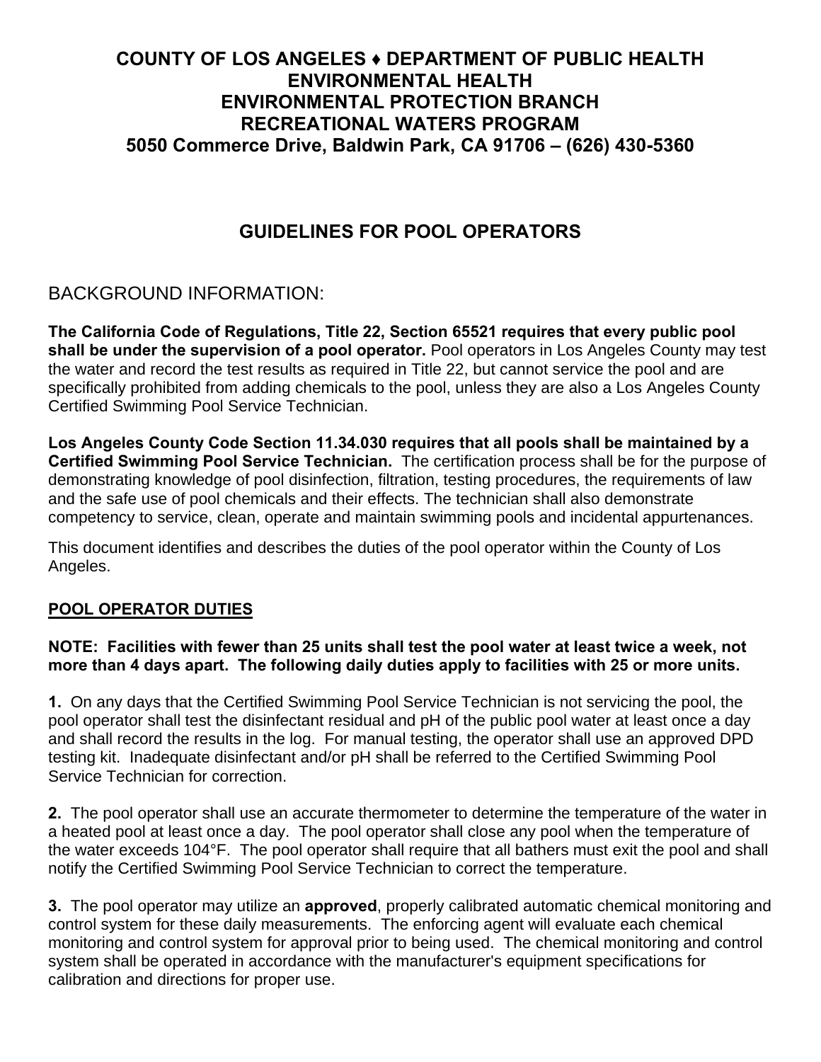# COUNTY OF LOS ANGELES ♦ DEPARTMENT OF PUBLIC HEALTH
# ENVIRONMENTAL HEALTH
# ENVIRONMENTAL PROTECTION BRANCH
# RECREATIONAL WATERS PROGRAM
# 5050 Commerce Drive, Baldwin Park, CA 91706 – (626) 430-5360

## GUIDELINES FOR POOL OPERATORS

### BACKGROUND INFORMATION:

**The California Code of Regulations, Title 22, Section 65521 requires that every public pool shall be under the supervision of a pool operator.** Pool operators in Los Angeles County may test the water and record the test results as required in Title 22, but cannot service the pool and are specifically prohibited from adding chemicals to the pool, unless they are also a Los Angeles County Certified Swimming Pool Service Technician.

**Los Angeles County Code Section 11.34.030 requires that all pools shall be maintained by a Certified Swimming Pool Service Technician.** The certification process shall be for the purpose of demonstrating knowledge of pool disinfection, filtration, testing procedures, the requirements of law and the safe use of pool chemicals and their effects. The technician shall also demonstrate competency to service, clean, operate and maintain swimming pools and incidental appurtenances.

This document identifies and describes the duties of the pool operator within the County of Los Angeles.

### POOL OPERATOR DUTIES

**NOTE: Facilities with fewer than 25 units shall test the pool water at least twice a week, not more than 4 days apart. The following daily duties apply to facilities with 25 or more units.**

**1.** On any days that the Certified Swimming Pool Service Technician is not servicing the pool, the pool operator shall test the disinfectant residual and pH of the public pool water at least once a day and shall record the results in the log. For manual testing, the operator shall use an approved DPD testing kit. Inadequate disinfectant and/or pH shall be referred to the Certified Swimming Pool Service Technician for correction.

**2.** The pool operator shall use an accurate thermometer to determine the temperature of the water in a heated pool at least once a day. The pool operator shall close any pool when the temperature of the water exceeds 104°F. The pool operator shall require that all bathers must exit the pool and shall notify the Certified Swimming Pool Service Technician to correct the temperature.

**3.** The pool operator may utilize an **approved**, properly calibrated automatic chemical monitoring and control system for these daily measurements. The enforcing agent will evaluate each chemical monitoring and control system for approval prior to being used. The chemical monitoring and control system shall be operated in accordance with the manufacturer's equipment specifications for calibration and directions for proper use.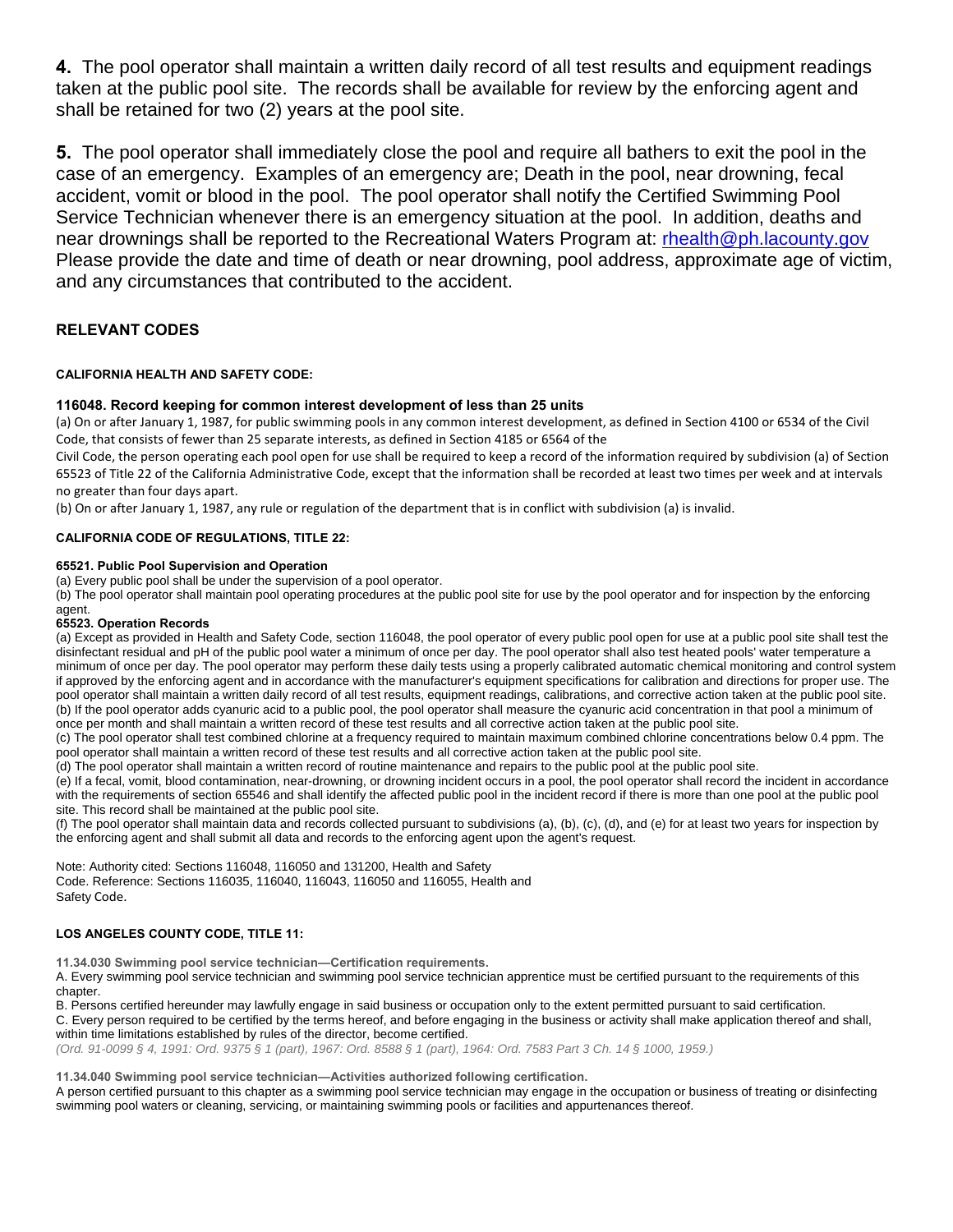**4.** The pool operator shall maintain a written daily record of all test results and equipment readings taken at the public pool site. The records shall be available for review by the enforcing agent and shall be retained for two (2) years at the pool site.

**5.** The pool operator shall immediately close the pool and require all bathers to exit the pool in the case of an emergency. Examples of an emergency are; Death in the pool, near drowning, fecal accident, vomit or blood in the pool. The pool operator shall notify the Certified Swimming Pool Service Technician whenever there is an emergency situation at the pool. In addition, deaths and near drownings shall be reported to the Recreational Waters Program at: rhealth@ph.lacounty.gov Please provide the date and time of death or near drowning, pool address, approximate age of victim, and any circumstances that contributed to the accident.

## RELEVANT CODES

#### CALIFORNIA HEALTH AND SAFETY CODE:

**116048. Record keeping for common interest development of less than 25 units**

(a) On or after January 1, 1987, for public swimming pools in any common interest development, as defined in Section 4100 or 6534 of the Civil Code, that consists of fewer than 25 separate interests, as defined in Section 4185 or 6564 of the Civil Code, the person operating each pool open for use shall be required to keep a record of the information required by subdivision (a) of Section 65523 of Title 22 of the California Administrative Code, except that the information shall be recorded at least two times per week and at intervals no greater than four days apart.

(b) On or after January 1, 1987, any rule or regulation of the department that is in conflict with subdivision (a) is invalid.

#### CALIFORNIA CODE OF REGULATIONS, TITLE 22:

**65521. Public Pool Supervision and Operation**

(a) Every public pool shall be under the supervision of a pool operator.

(b) The pool operator shall maintain pool operating procedures at the public pool site for use by the pool operator and for inspection by the enforcing agent.

**65523. Operation Records**

(a) Except as provided in Health and Safety Code, section 116048, the pool operator of every public pool open for use at a public pool site shall test the disinfectant residual and pH of the public pool water a minimum of once per day. The pool operator shall also test heated pools' water temperature a minimum of once per day. The pool operator may perform these daily tests using a properly calibrated automatic chemical monitoring and control system if approved by the enforcing agent and in accordance with the manufacturer's equipment specifications for calibration and directions for proper use. The pool operator shall maintain a written daily record of all test results, equipment readings, calibrations, and corrective action taken at the public pool site.

(b) If the pool operator adds cyanuric acid to a public pool, the pool operator shall measure the cyanuric acid concentration in that pool a minimum of once per month and shall maintain a written record of these test results and all corrective action taken at the public pool site.

(c) The pool operator shall test combined chlorine at a frequency required to maintain maximum combined chlorine concentrations below 0.4 ppm. The pool operator shall maintain a written record of these test results and all corrective action taken at the public pool site.

(d) The pool operator shall maintain a written record of routine maintenance and repairs to the public pool at the public pool site.

(e) If a fecal, vomit, blood contamination, near-drowning, or drowning incident occurs in a pool, the pool operator shall record the incident in accordance with the requirements of section 65546 and shall identify the affected public pool in the incident record if there is more than one pool at the public pool site. This record shall be maintained at the public pool site.

(f) The pool operator shall maintain data and records collected pursuant to subdivisions (a), (b), (c), (d), and (e) for at least two years for inspection by the enforcing agent and shall submit all data and records to the enforcing agent upon the agent's request.

Note: Authority cited: Sections 116048, 116050 and 131200, Health and Safety Code. Reference: Sections 116035, 116040, 116043, 116050 and 116055, Health and Safety Code.

#### LOS ANGELES COUNTY CODE, TITLE 11:

**11.34.030 Swimming pool service technician—Certification requirements.**

A. Every swimming pool service technician and swimming pool service technician apprentice must be certified pursuant to the requirements of this chapter.

B. Persons certified hereunder may lawfully engage in said business or occupation only to the extent permitted pursuant to said certification.

C. Every person required to be certified by the terms hereof, and before engaging in the business or activity shall make application thereof and shall, within time limitations established by rules of the director, become certified.

*(Ord. 91-0099 § 4, 1991: Ord. 9375 § 1 (part), 1967: Ord. 8588 § 1 (part), 1964: Ord. 7583 Part 3 Ch. 14 § 1000, 1959.)*

**11.34.040 Swimming pool service technician—Activities authorized following certification.**

A person certified pursuant to this chapter as a swimming pool service technician may engage in the occupation or business of treating or disinfecting swimming pool waters or cleaning, servicing, or maintaining swimming pools or facilities and appurtenances thereof.